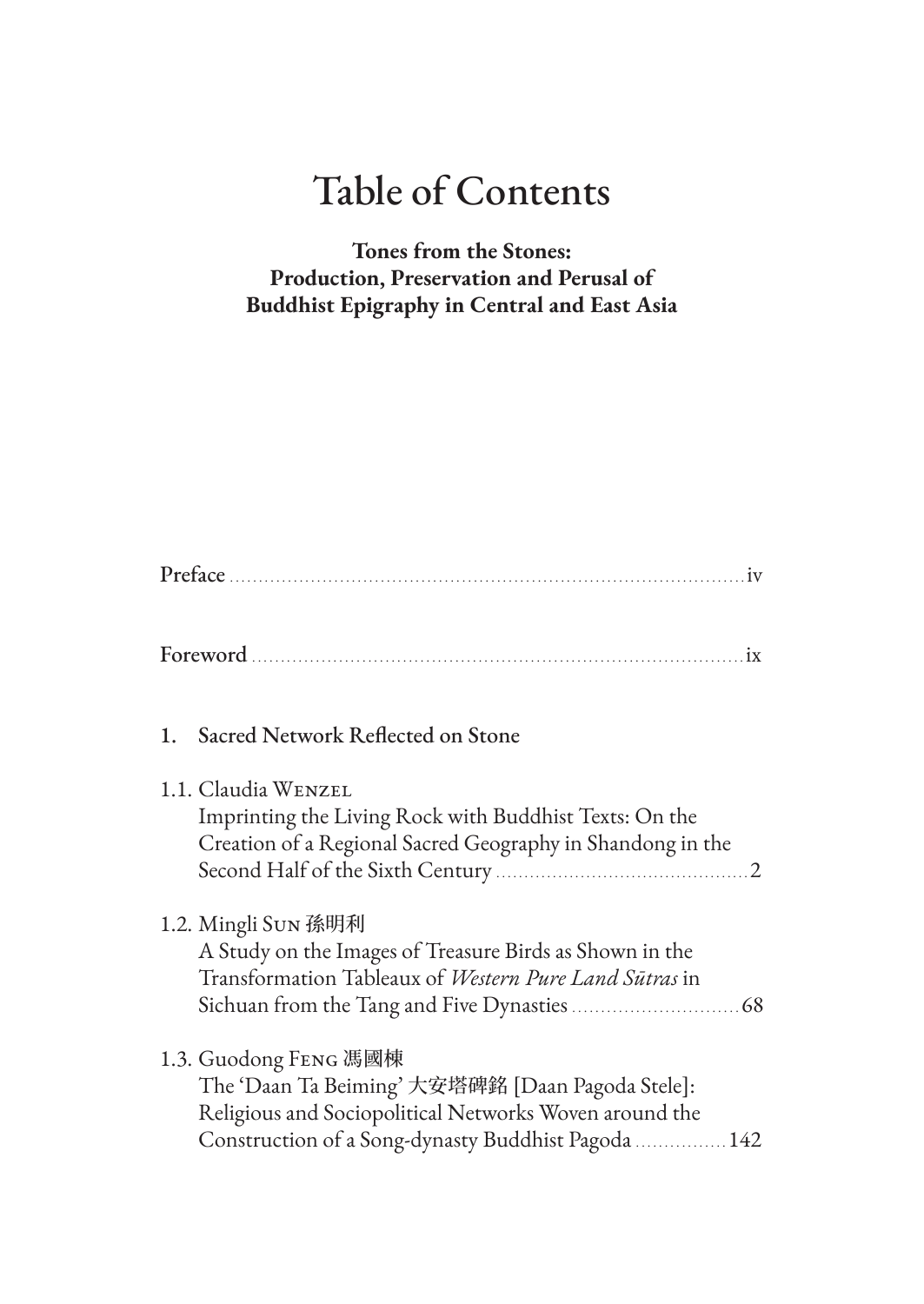# Table of Contents

**Tones from the Stones:**
**Production, Preservation and Perusal of**
**Buddhist Epigraphy in Central and East Asia**

Preface ........................................................................................ iv

Foreword ..................................................................................... ix

1. Sacred Network Reflected on Stone

1.1. Claudia Wenzel
Imprinting the Living Rock with Buddhist Texts: On the Creation of a Regional Sacred Geography in Shandong in the Second Half of the Sixth Century ............................................ 2

1.2. Mingli Sun 孫明利
A Study on the Images of Treasure Birds as Shown in the Transformation Tableaux of *Western Pure Land Sūtras* in Sichuan from the Tang and Five Dynasties ............................ 68

1.3. Guodong Feng 馮國棟
The 'Daan Ta Beiming' 大安塔碑銘 [Daan Pagoda Stele]: Religious and Sociopolitical Networks Woven around the Construction of a Song-dynasty Buddhist Pagoda ................ 142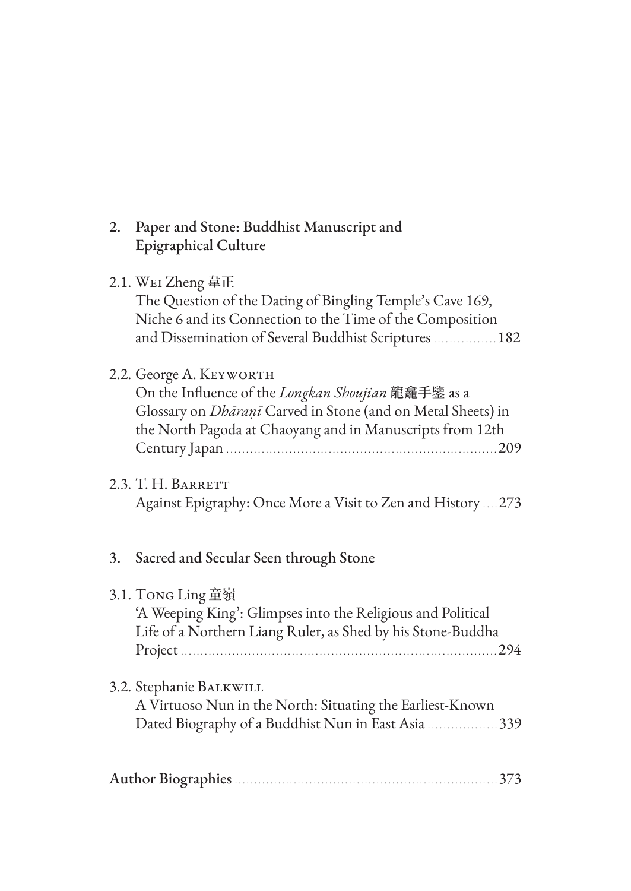2. **Paper and Stone: Buddhist Manuscript and Epigraphical Culture**

2.1. Wei Zheng 韋正
The Question of the Dating of Bingling Temple's Cave 169, Niche 6 and its Connection to the Time of the Composition and Dissemination of Several Buddhist Scriptures ................ 182

2.2. George A. Keyworth
On the Influence of the *Longkan Shoujian* 龍龕手鑒 as a Glossary on *Dhāraṇī* Carved in Stone (and on Metal Sheets) in the North Pagoda at Chaoyang and in Manuscripts from 12th Century Japan ................ 209

2.3. T. H. Barrett
Against Epigraphy: Once More a Visit to Zen and History .... 273

3. **Sacred and Secular Seen through Stone**

3.1. Tong Ling 童嶺
'A Weeping King': Glimpses into the Religious and Political Life of a Northern Liang Ruler, as Shed by his Stone-Buddha Project ................ 294

3.2. Stephanie Balkwill
A Virtuoso Nun in the North: Situating the Earliest-Known Dated Biography of a Buddhist Nun in East Asia ................ 339

**Author Biographies** ................ 373